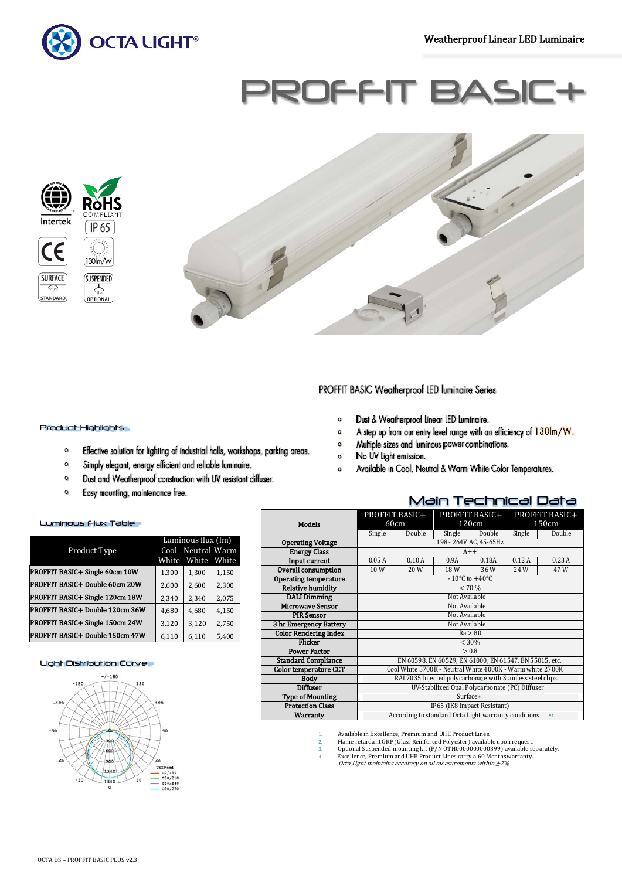# PROFFIT BASIC+

Weatherproof Linear LED Luminaire

Intertek | RoHS COMPLIANT | IP 65 | CE | 130lm/W | SURFACE STANDARD | SUSPENDED OPTIONAL

## PROFFIT BASIC Weatherproof LED luminaire Series

- Dust & Weatherproof Linear LED Luminaire.
- A step up from our entry level range with an efficiency of 130lm/W.
- Multiple sizes and luminous power combinations.
- No UV Light emission.
- Available in Cool, Neutral & Warm White Color Temperatures.

### Product Highlights

- Effective solution for lighting of industrial halls, workshops, parking areas.
- Simply elegant, energy efficient and reliable luminaire.
- Dust and Weatherproof construction with UV resistant diffuser.
- Easy mounting, maintenance free.

### Luminous Flux Table

| Product Type | Luminous flux (lm) Cool White | Neutral White | Warm White |
|---|---|---|---|
| PROFFIT BASIC+ Single 60cm 10W | 1,300 | 1,300 | 1,150 |
| PROFFIT BASIC+ Double 60cm 20W | 2,600 | 2,600 | 2,300 |
| PROFFIT BASIC+ Single 120cm 18W | 2,340 | 2,340 | 2,075 |
| PROFFIT BASIC+ Double 120cm 36W | 4,680 | 4,680 | 4,150 |
| PROFFIT BASIC+ Single 150cm 24W | 3,120 | 3,120 | 2,750 |
| PROFFIT BASIC+ Double 150cm 47W | 6,110 | 6,110 | 5,400 |

### Light Distribution Curve

UNIT: cd — C0/180, C30/210, C60/240, C90/270

### Main Technical Data

| Models | PROFFIT BASIC+ 60cm | | PROFFIT BASIC+ 120cm | | PROFFIT BASIC+ 150cm | |
|---|---|---|---|---|---|---|
| | Single | Double | Single | Double | Single | Double |
| Operating Voltage | 198 - 264V AC, 45-65Hz | | | | | |
| Energy Class | A++ | | | | | |
| Input current | 0.05 A | 0.10 A | 0.9A | 0.18A | 0.12 A | 0.23 A |
| Overall consumption | 10 W | 20 W | 18 W | 36 W | 24 W | 47 W |
| Operating temperature | - 10°C to +40°C | | | | | |
| Relative humidity | < 70 % | | | | | |
| DALI Dimming | Not Available | | | | | |
| Microwave Sensor | Not Available | | | | | |
| PIR Sensor | Not Available | | | | | |
| 3 hr Emergency Battery | Not Available | | | | | |
| Color Rendering Index | Ra > 80 | | | | | |
| Flicker | < 30% | | | | | |
| Power Factor | > 0.8 | | | | | |
| Standard Compliance | EN 60598, EN 60529, EN 61000, EN 61547, EN 55015, etc. | | | | | |
| Color temperature CCT | Cool White 5700K - Neutral White 4000K - Warm white 2700K | | | | | |
| Body | RAL7035 Injected polycarbonate with Stainless steel clips. | | | | | |
| Diffuser | UV-Stabilized Opal Polycarbonate (PC) Diffuser | | | | | |
| Type of Mounting | Surface [3] | | | | | |
| Protection Class | IP65 (IK8 Impact Resistant) | | | | | |
| Warranty | According to standard Octa Light warranty conditions [4] | | | | | |

1. Available in Excellence, Premium and UHE Product Lines.
2. Flame retardant GRP (Glass Reinforced Polyester) available upon request.
3. Optional Suspended mounting kit (P/N OTH0000000000399) available separately.
4. Excellence, Premium and UHE Product Lines carry a 60 Months warranty.

*Octa Light maintains accuracy on all measurements within ±7%*

OCTA DS – PROFFIT BASIC PLUS v2.3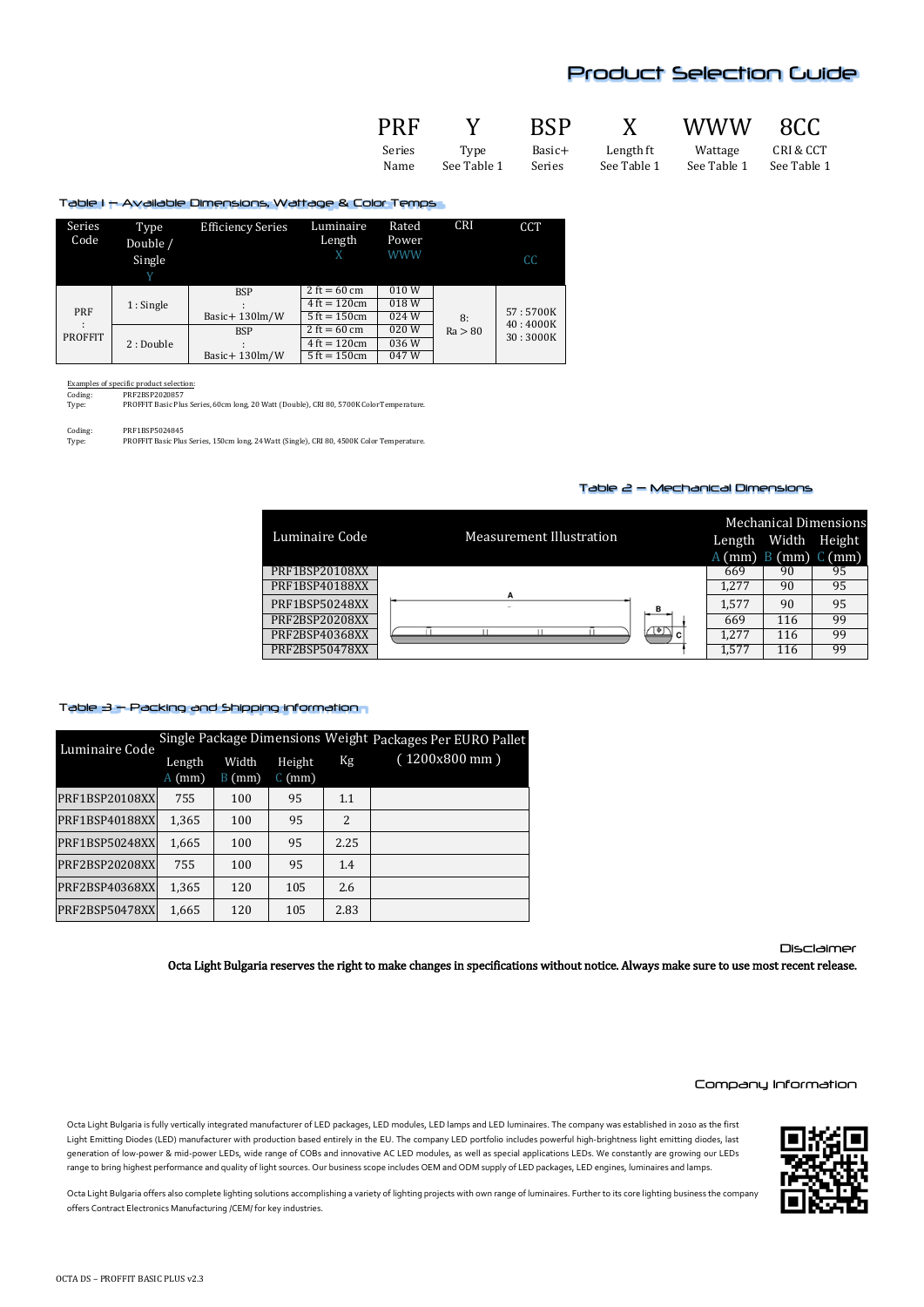# Product Selection Guide

| PRF | Y | BSP | X | WWW | 8CC |
|---|---|---|---|---|---|
| Series Name | Type See Table 1 | Basic+ Series | Length ft See Table 1 | Wattage See Table 1 | CRI & CCT See Table 1 |

## Table 1 – Available Dimensions, Wattage & Color Temps

| Series Code | Type Double / Single Y | Efficiency Series | Luminaire Length X | Rated Power WWW | CRI | CCT CC |
|---|---|---|---|---|---|---|
| PRF : PROFFIT | 1 : Single | BSP : Basic+ 130lm/W | 2 ft = 60 cm | 010 W | 8: Ra > 80 | 57 : 5700K 40 : 4000K 30 : 3000K |
| | | | 4 ft = 120cm | 018 W | | |
| | | | 5 ft = 150cm | 024 W | | |
| | 2 : Double | BSP : Basic+ 130lm/W | 2 ft = 60 cm | 020 W | | |
| | | | 4 ft = 120cm | 036 W | | |
| | | | 5 ft = 150cm | 047 W | | |

Examples of specific product selection:

Coding: PRF2BSP2020857
Type: PROFFIT Basic Plus Series, 60cm long, 20 Watt (Double), CRI 80, 5700K Color Temperature.

Coding: PRF1BSP5024845
Type: PROFFIT Basic Plus Series, 150cm long, 24 Watt (Single), CRI 80, 4500K Color Temperature.

## Table 2 – Mechanical Dimensions

| Luminaire Code | Measurement Illustration | Mechanical Dimensions Length A (mm) | Width B (mm) | Height C (mm) |
|---|---|---|---|---|
| PRF1BSP20108XX | | 669 | 90 | 95 |
| PRF1BSP40188XX | | 1,277 | 90 | 95 |
| PRF1BSP50248XX | | 1,577 | 90 | 95 |
| PRF2BSP20208XX | | 669 | 116 | 99 |
| PRF2BSP40368XX | | 1,277 | 116 | 99 |
| PRF2BSP50478XX | | 1,577 | 116 | 99 |

## Table 3 – Packing and Shipping Information

| Luminaire Code | Single Package Dimensions Length A (mm) | Width B (mm) | Height C (mm) | Weight Kg | Packages Per EURO Pallet ( 1200x800 mm ) |
|---|---|---|---|---|---|
| PRF1BSP20108XX | 755 | 100 | 95 | 1.1 | |
| PRF1BSP40188XX | 1,365 | 100 | 95 | 2 | |
| PRF1BSP50248XX | 1,665 | 100 | 95 | 2.25 | |
| PRF2BSP20208XX | 755 | 100 | 95 | 1.4 | |
| PRF2BSP40368XX | 1,365 | 120 | 105 | 2.6 | |
| PRF2BSP50478XX | 1,665 | 120 | 105 | 2.83 | |

### Disclaimer

**Octa Light Bulgaria reserves the right to make changes in specifications without notice. Always make sure to use most recent release.**

### Company Information

Octa Light Bulgaria is fully vertically integrated manufacturer of LED packages, LED modules, LED lamps and LED luminaires. The company was established in 2010 as the first Light Emitting Diodes (LED) manufacturer with production based entirely in the EU. The company LED portfolio includes powerful high-brightness light emitting diodes, last generation of low-power & mid-power LEDs, wide range of COBs and innovative AC LED modules, as well as special applications LEDs. We constantly are growing our LEDs range to bring highest performance and quality of light sources. Our business scope includes OEM and ODM supply of LED packages, LED engines, luminaires and lamps.

Octa Light Bulgaria offers also complete lighting solutions accomplishing a variety of lighting projects with own range of luminaires. Further to its core lighting business the company offers Contract Electronics Manufacturing /CEM/ for key industries.

OCTA DS – PROFFIT BASIC PLUS v2.3